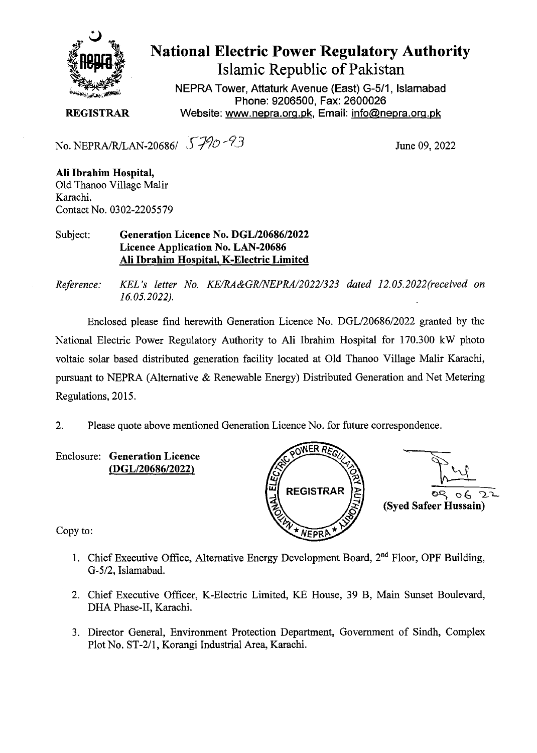# National Electric Power Regulatory Authority

## Islamic Republic of Pakistan

NEPRA Tower, Attaturk Avenue (East) G-5/1, Islamabad
Phone: 9206500, Fax: 2600026
Website: www.nepra.org.pk, Email: info@nepra.org.pk

**REGISTRAR**

No. NEPRA/R/LAN-20686/ 5790-93

June 09, 2022

**Ali Ibrahim Hospital,**
Old Thanoo Village Malir
Karachi.
Contact No. 0302-2205579

Subject: **Generation Licence No. DGL/20686/2022**
**Licence Application No. LAN-20686**
**Ali Ibrahim Hospital, K-Electric Limited**

*Reference: KEL's letter No. KE/RA&GR/NEPRA/2022/323 dated 12.05.2022(received on 16.05.2022).*

Enclosed please find herewith Generation Licence No. DGL/20686/2022 granted by the National Electric Power Regulatory Authority to Ali Ibrahim Hospital for 170.300 kW photo voltaic solar based distributed generation facility located at Old Thanoo Village Malir Karachi, pursuant to NEPRA (Alternative & Renewable Energy) Distributed Generation and Net Metering Regulations, 2015.

2. Please quote above mentioned Generation Licence No. for future correspondence.

Enclosure: **Generation Licence**
**(DGL/20686/2022)**

09 06 22
**(Syed Safeer Hussain)**

Copy to:

1. Chief Executive Office, Alternative Energy Development Board, 2nd Floor, OPF Building, G-5/2, Islamabad.
2. Chief Executive Officer, K-Electric Limited, KE House, 39 B, Main Sunset Boulevard, DHA Phase-II, Karachi.
3. Director General, Environment Protection Department, Government of Sindh, Complex Plot No. ST-2/1, Korangi Industrial Area, Karachi.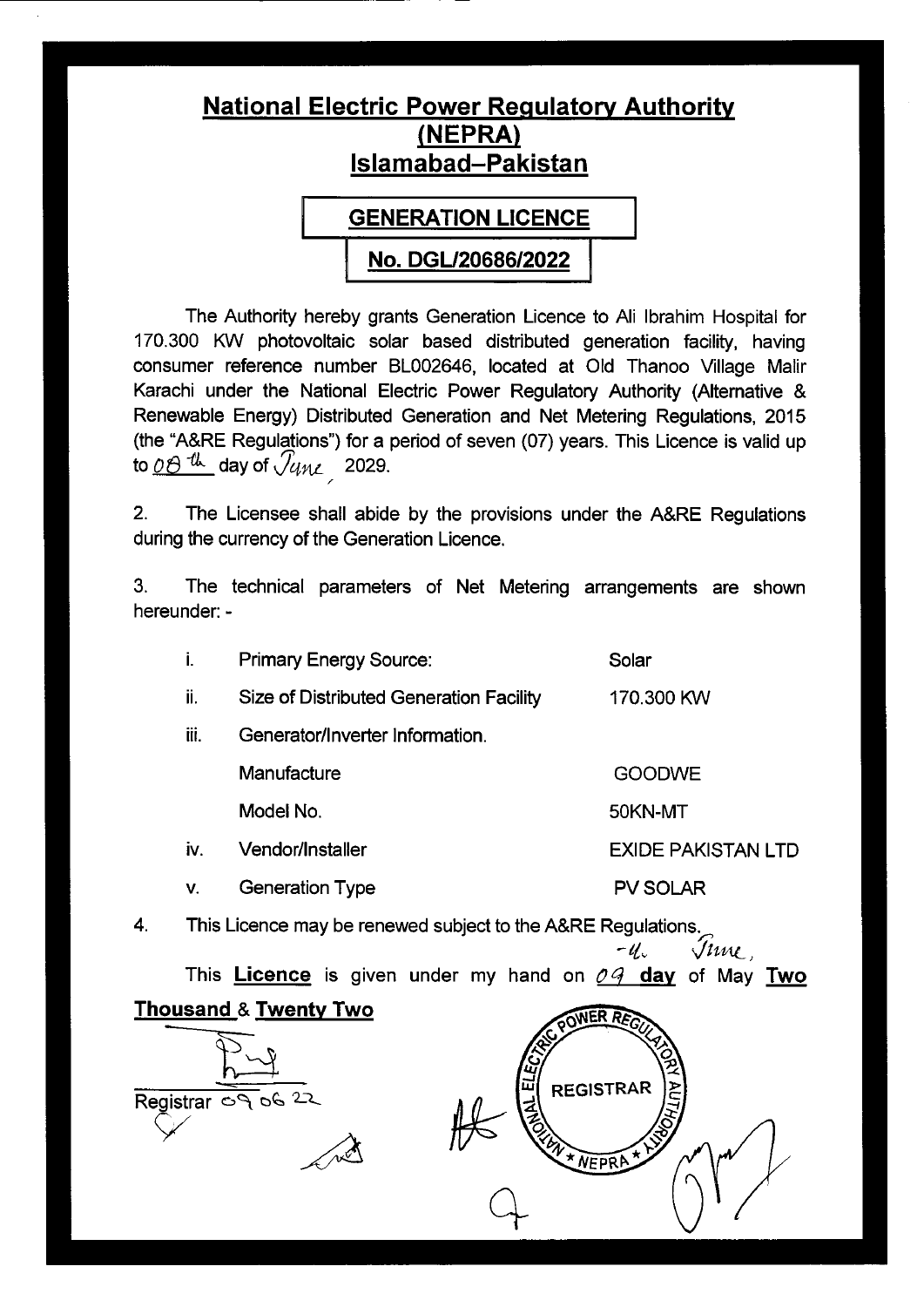# National Electric Power Regulatory Authority (NEPRA) Islamabad–Pakistan

## GENERATION LICENCE

## No. DGL/20686/2022

The Authority hereby grants Generation Licence to Ali Ibrahim Hospital for 170.300 KW photovoltaic solar based distributed generation facility, having consumer reference number BL002646, located at Old Thanoo Village Malir Karachi under the National Electric Power Regulatory Authority (Alternative & Renewable Energy) Distributed Generation and Net Metering Regulations, 2015 (the "A&RE Regulations") for a period of seven (07) years. This Licence is valid up to 08th day of June 2029.

2. The Licensee shall abide by the provisions under the A&RE Regulations during the currency of the Generation Licence.

3. The technical parameters of Net Metering arrangements are shown hereunder: -

| | | |
|---|---|---|
| i. | Primary Energy Source: | Solar |
| ii. | Size of Distributed Generation Facility | 170.300 KW |
| iii. | Generator/Inverter Information. | |
| | Manufacture | GOODWE |
| | Model No. | 50KN-MT |
| iv. | Vendor/Installer | EXIDE PAKISTAN LTD |
| v. | Generation Type | PV SOLAR |

4. This Licence may be renewed subject to the A&RE Regulations.

This **Licence** is given under my hand on 09th **day** of June **Two Thousand** & **Twenty Two**

Registrar 09 06 22

REGISTRAR
NATIONAL ELECTRIC POWER REGULATORY AUTHORITY
NEPRA